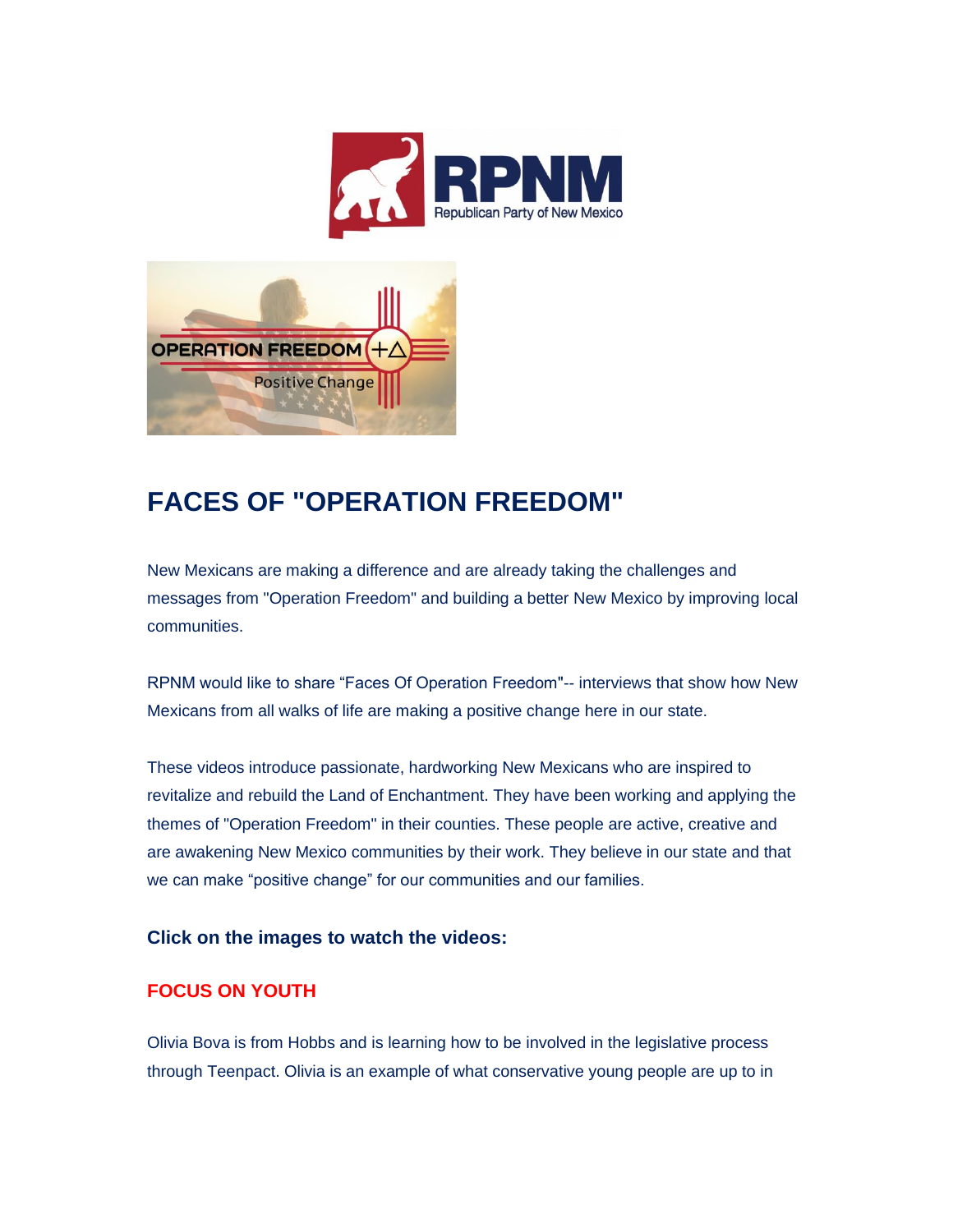# FACES OF "OPERATION FREEDOM"

New Mexicans are making a difference and are already taking the challenges and messages from "Operation Freedom" and building a better New Mexico by improving local communities.

RPNM would like to share "Faces Of Operation Freedom"-- interviews that show how New Mexicans from all walks of life are making a positive change here in our state.

These videos introduce passionate, hardworking New Mexicans who are inspired to revitalize and rebuild the Land of Enchantment. They have been working and applying the themes of "Operation Freedom" in their counties. These people are active, creative and are awakening New Mexico communities by their work. They believe in our state and that we can make "positive change" for our communities and our families.

### Click on the images to watch the videos:

### FOCUS ON YOUTH

Olivia Bova is from Hobbs and is learning how to be involved in the legislative process through Teenpact. Olivia is an example of what conservative young people are up to in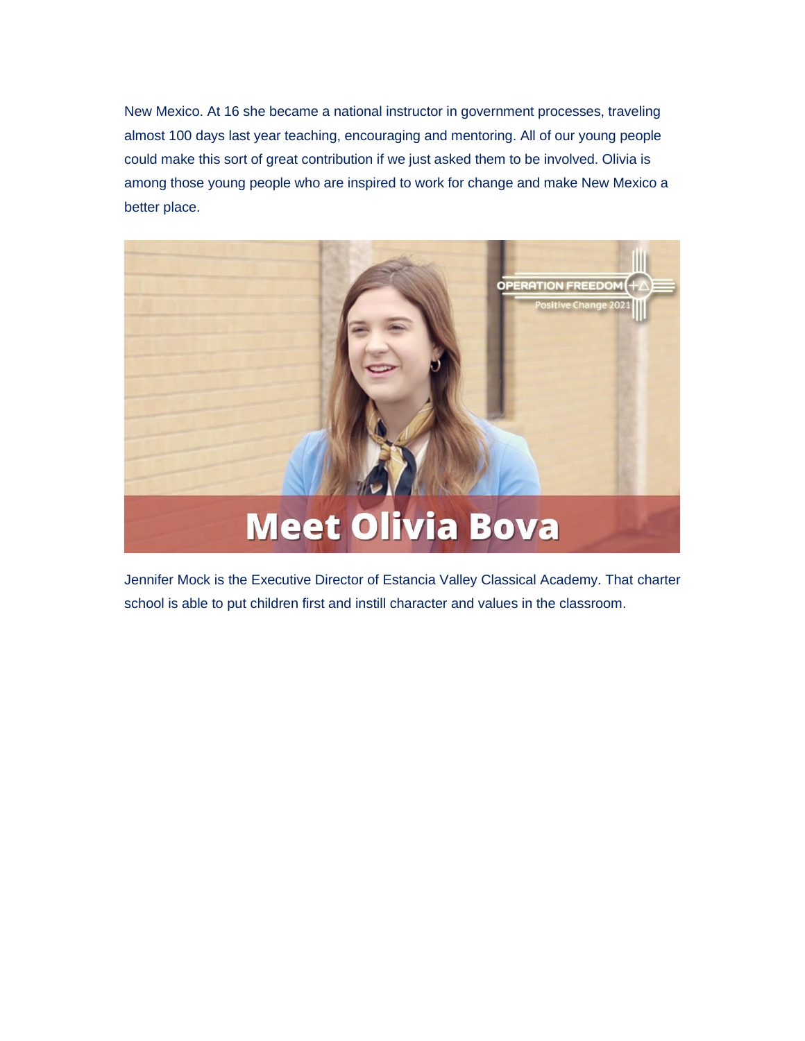New Mexico. At 16 she became a national instructor in government processes, traveling almost 100 days last year teaching, encouraging and mentoring. All of our young people could make this sort of great contribution if we just asked them to be involved. Olivia is among those young people who are inspired to work for change and make New Mexico a better place.

Jennifer Mock is the Executive Director of Estancia Valley Classical Academy. That charter school is able to put children first and instill character and values in the classroom.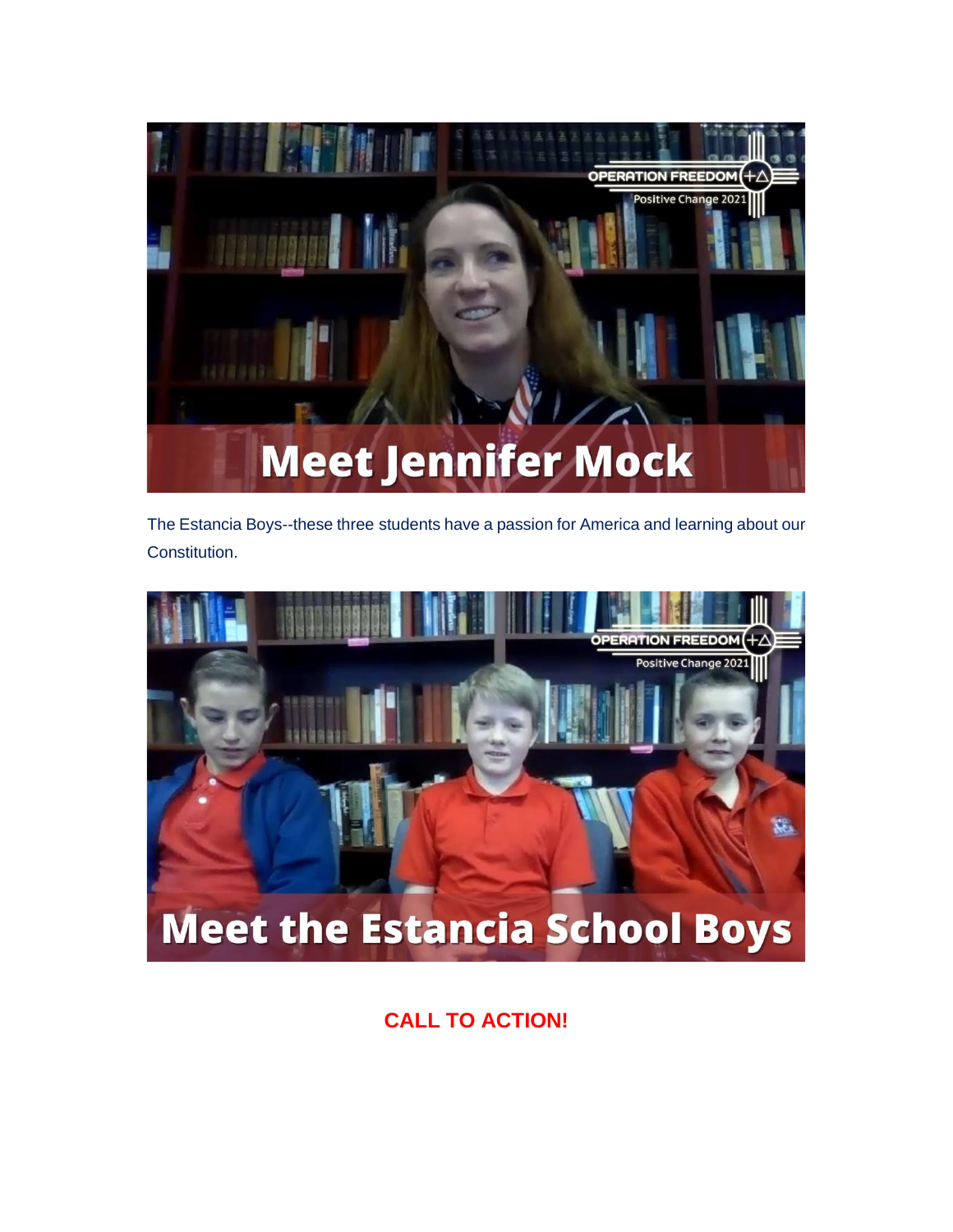The Estancia Boys--these three students have a passion for America and learning about our Constitution.

**CALL TO ACTION!**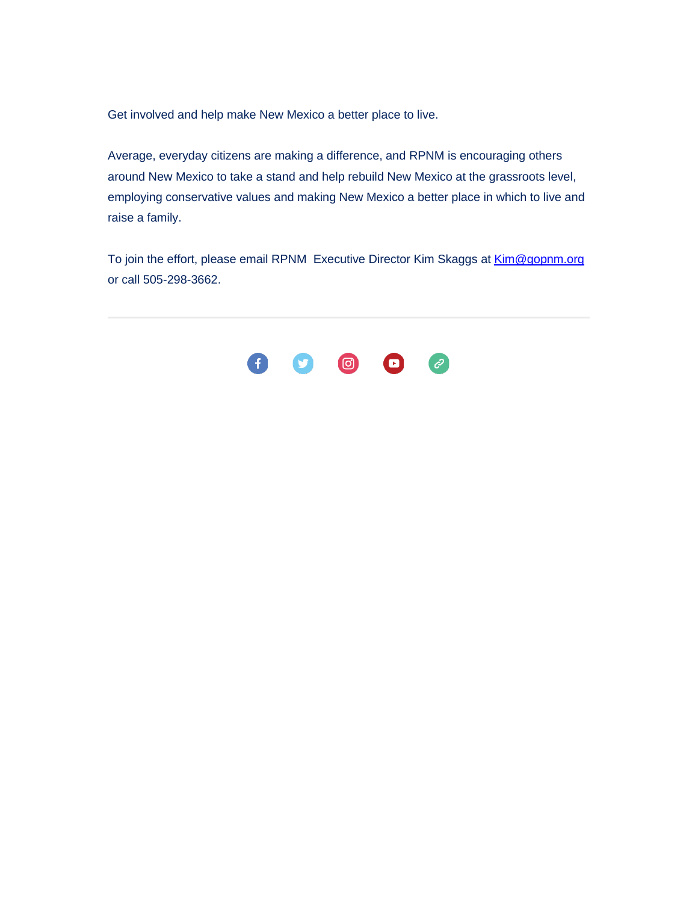Get involved and help make New Mexico a better place to live.

Average, everyday citizens are making a difference, and RPNM is encouraging others around New Mexico to take a stand and help rebuild New Mexico at the grassroots level, employing conservative values and making New Mexico a better place in which to live and raise a family.

To join the effort, please email RPNM  Executive Director Kim Skaggs at [Kim@gopnm.org](mailto:Kim@gopnm.org) or call 505-298-3662.

---